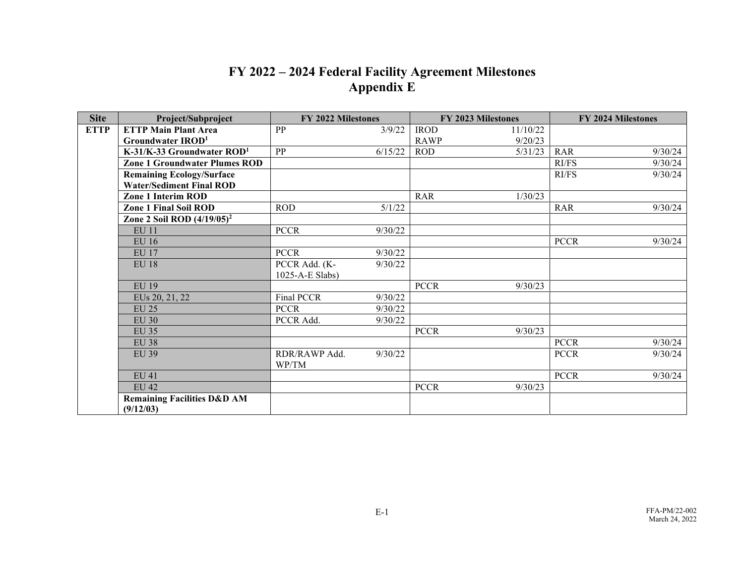# FY 2022 – 2024 Federal Facility Agreement Milestones
# Appendix E

| Site | Project/Subproject | FY 2022 Milestones | | FY 2023 Milestones | | FY 2024 Milestones | |
|---|---|---|---|---|---|---|---|
| **ETTP** | **ETTP Main Plant Area Groundwater IROD[1]** | PP | 3/9/22 | IROD<br>RAWP | 11/10/22<br>9/20/23 | | |
| | **K-31/K-33 Groundwater ROD[1]** | PP | 6/15/22 | ROD | 5/31/23 | RAR | 9/30/24 |
| | **Zone 1 Groundwater Plumes ROD** | | | | | RI/FS | 9/30/24 |
| | **Remaining Ecology/Surface Water/Sediment Final ROD** | | | | | RI/FS | 9/30/24 |
| | **Zone 1 Interim ROD** | | | RAR | 1/30/23 | | |
| | **Zone 1 Final Soil ROD** | ROD | 5/1/22 | | | RAR | 9/30/24 |
| | **Zone 2 Soil ROD (4/19/05)[2]** | | | | | | |
| | EU 11 | PCCR | 9/30/22 | | | | |
| | EU 16 | | | | | PCCR | 9/30/24 |
| | EU 17 | PCCR | 9/30/22 | | | | |
| | EU 18 | PCCR Add. (K-1025-A-E Slabs) | 9/30/22 | | | | |
| | EU 19 | | | PCCR | 9/30/23 | | |
| | EUs 20, 21, 22 | Final PCCR | 9/30/22 | | | | |
| | EU 25 | PCCR | 9/30/22 | | | | |
| | EU 30 | PCCR Add. | 9/30/22 | | | | |
| | EU 35 | | | PCCR | 9/30/23 | | |
| | EU 38 | | | | | PCCR | 9/30/24 |
| | EU 39 | RDR/RAWP Add. WP/TM | 9/30/22 | | | PCCR | 9/30/24 |
| | EU 41 | | | | | PCCR | 9/30/24 |
| | EU 42 | | | PCCR | 9/30/23 | | |
| | **Remaining Facilities D&D AM (9/12/03)** | | | | | | |

FFA-PM/22-002
March 24, 2022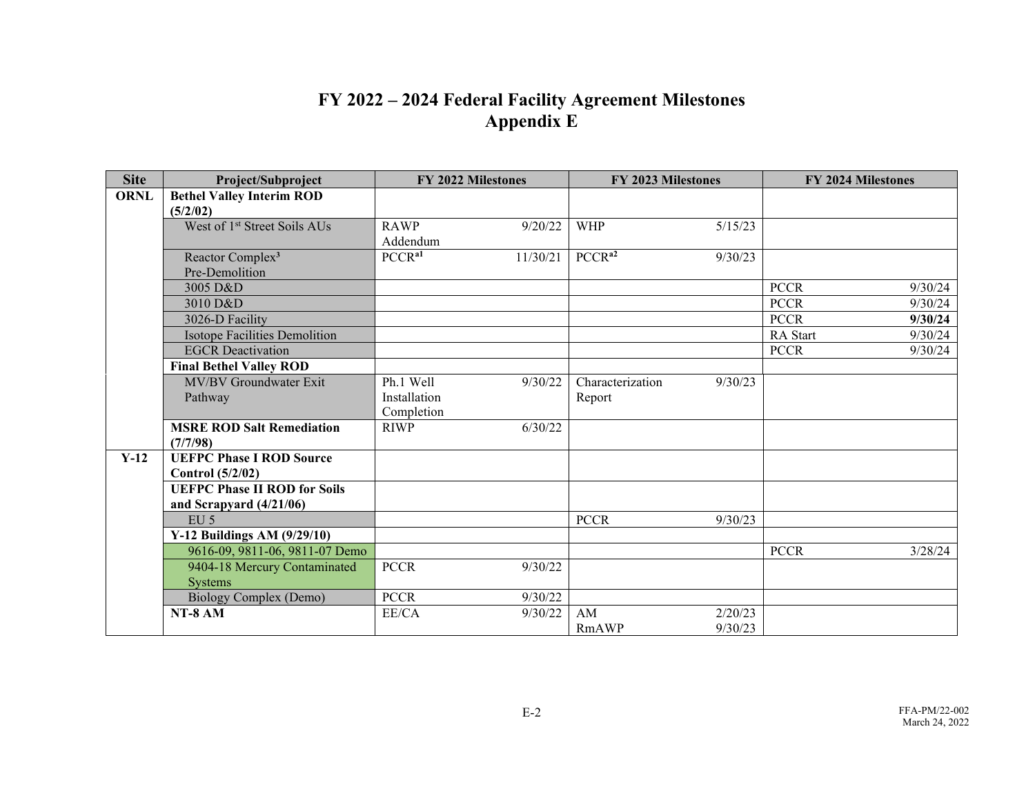# FY 2022 – 2024 Federal Facility Agreement Milestones
## Appendix E

| Site | Project/Subproject | FY 2022 Milestones | | FY 2023 Milestones | | FY 2024 Milestones | |
|---|---|---|---|---|---|---|---|
| ORNL | **Bethel Valley Interim ROD (5/2/02)** | | | | | | |
| | West of 1st Street Soils AUs | RAWP Addendum | 9/20/22 | WHP | 5/15/23 | | |
| | Reactor Complex[3] Pre-Demolition | PCCR[a1] | 11/30/21 | PCCR[a2] | 9/30/23 | | |
| | 3005 D&D | | | | | PCCR | 9/30/24 |
| | 3010 D&D | | | | | PCCR | 9/30/24 |
| | 3026-D Facility | | | | | PCCR | **9/30/24** |
| | Isotope Facilities Demolition | | | | | RA Start | 9/30/24 |
| | EGCR Deactivation | | | | | PCCR | 9/30/24 |
| | **Final Bethel Valley ROD** | | | | | | |
| | MV/BV Groundwater Exit Pathway | Ph.1 Well Installation Completion | 9/30/22 | Characterization Report | 9/30/23 | | |
| | **MSRE ROD Salt Remediation (7/7/98)** | RIWP | 6/30/22 | | | | |
| Y-12 | **UEFPC Phase I ROD Source Control (5/2/02)** | | | | | | |
| | **UEFPC Phase II ROD for Soils and Scrapyard (4/21/06)** | | | | | | |
| | EU 5 | | | PCCR | 9/30/23 | | |
| | **Y-12 Buildings AM (9/29/10)** | | | | | | |
| | 9616-09, 9811-06, 9811-07 Demo | | | | | PCCR | 3/28/24 |
| | 9404-18 Mercury Contaminated Systems | PCCR | 9/30/22 | | | | |
| | Biology Complex (Demo) | PCCR | 9/30/22 | | | | |
| | **NT-8 AM** | EE/CA | 9/30/22 | AM<br>RmAWP | 2/20/23<br>9/30/23 | | |

FFA-PM/22-002
March 24, 2022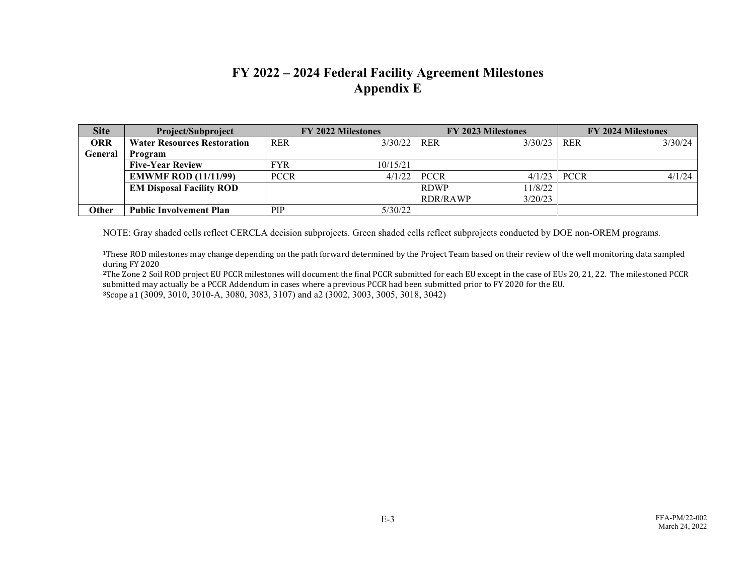# FY 2022 – 2024 Federal Facility Agreement Milestones
# Appendix E

| Site | Project/Subproject | FY 2022 Milestones | | FY 2023 Milestones | | FY 2024 Milestones | |
|---|---|---|---|---|---|---|---|
| ORR General | **Water Resources Restoration Program** | RER | 3/30/22 | RER | 3/30/23 | RER | 3/30/24 |
| | **Five-Year Review** | FYR | 10/15/21 | | | | |
| | **EMWMF ROD (11/11/99)** | PCCR | 4/1/22 | PCCR | 4/1/23 | PCCR | 4/1/24 |
| | **EM Disposal Facility ROD** | | | RDWP<br>RDR/RAWP | 11/8/22<br>3/20/23 | | |
| Other | **Public Involvement Plan** | PIP | 5/30/22 | | | | |

NOTE: Gray shaded cells reflect CERCLA decision subprojects. Green shaded cells reflect subprojects conducted by DOE non-OREM programs.

[1]These ROD milestones may change depending on the path forward determined by the Project Team based on their review of the well monitoring data sampled during FY 2020

[2]The Zone 2 Soil ROD project EU PCCR milestones will document the final PCCR submitted for each EU except in the case of EUs 20, 21, 22. The milestoned PCCR submitted may actually be a PCCR Addendum in cases where a previous PCCR had been submitted prior to FY 2020 for the EU.

[3]Scope a1 (3009, 3010, 3010-A, 3080, 3083, 3107) and a2 (3002, 3003, 3005, 3018, 3042)

FFA-PM/22-002
March 24, 2022